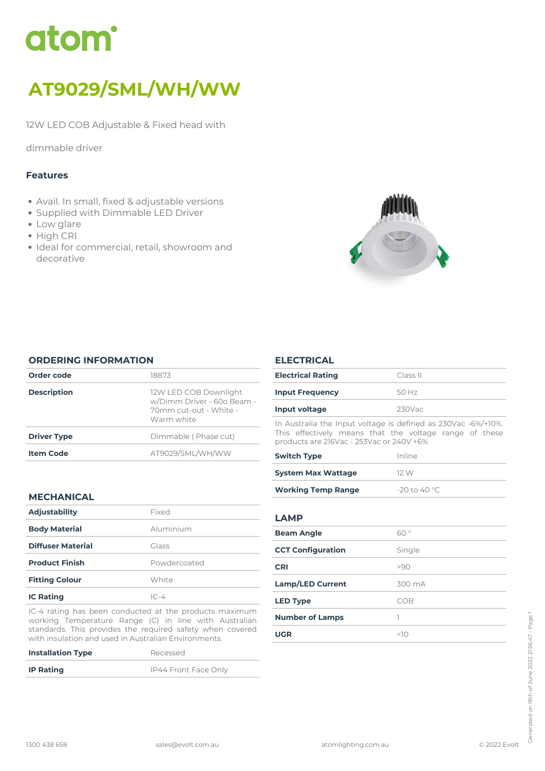# atom

# AT9029/SML/WH/WW

12W LED COB Adjustable & Fixed head with

dimmable driver

### Features

- Avail. In small, fixed & adjustable versions
- Supplied with Dimmable LED Driver
- Low glare
- High CRI
- Ideal for commercial, retail, showroom and decorative

## ORDERING INFORMATION

| | |
|---|---|
| **Order code** | 18873 |
| **Description** | 12W LED COB Downlight w/Dimm Driver - 60o Beam - 70mm cut-out - White - Warm white |
| **Driver Type** | Dimmable ( Phase cut) |
| **Item Code** | AT9029/SML/WH/WW |

## MECHANICAL

| | |
|---|---|
| **Adjustability** | Fixed |
| **Body Material** | Aluminium |
| **Diffuser Material** | Glass |
| **Product Finish** | Powdercoated |
| **Fitting Colour** | White |
| **IC Rating** | IC-4 |

IC-4 rating has been conducted at the products maximum working Temperature Range (C) in line with Australian standards. This provides the required safety when covered with insulation and used in Australian Environments.

| | |
|---|---|
| **Installation Type** | Recessed |
| **IP Rating** | IP44 Front Face Only |

## ELECTRICAL

| | |
|---|---|
| **Electrical Rating** | Class II |
| **Input Frequency** | 50 Hz |
| **Input voltage** | 230Vac |

In Australia the Input voltage is defined as 230Vac -6%/+10%. This effectively means that the voltage range of these products are 216Vac - 253Vac or 240V +6%

| | |
|---|---|
| **Switch Type** | Inline |
| **System Max Wattage** | 12 W |
| **Working Temp Range** | -20 to 40 °C |

## LAMP

| | |
|---|---|
| **Beam Angle** | 60 ° |
| **CCT Configuration** | Single |
| **CRI** | >90 |
| **Lamp/LED Current** | 300 mA |
| **LED Type** | COB |
| **Number of Lamps** | 1 |
| **UGR** | <10 |

1300 438 658 sales@evolt.com.au atomlighting.com.au © 2022 Evolt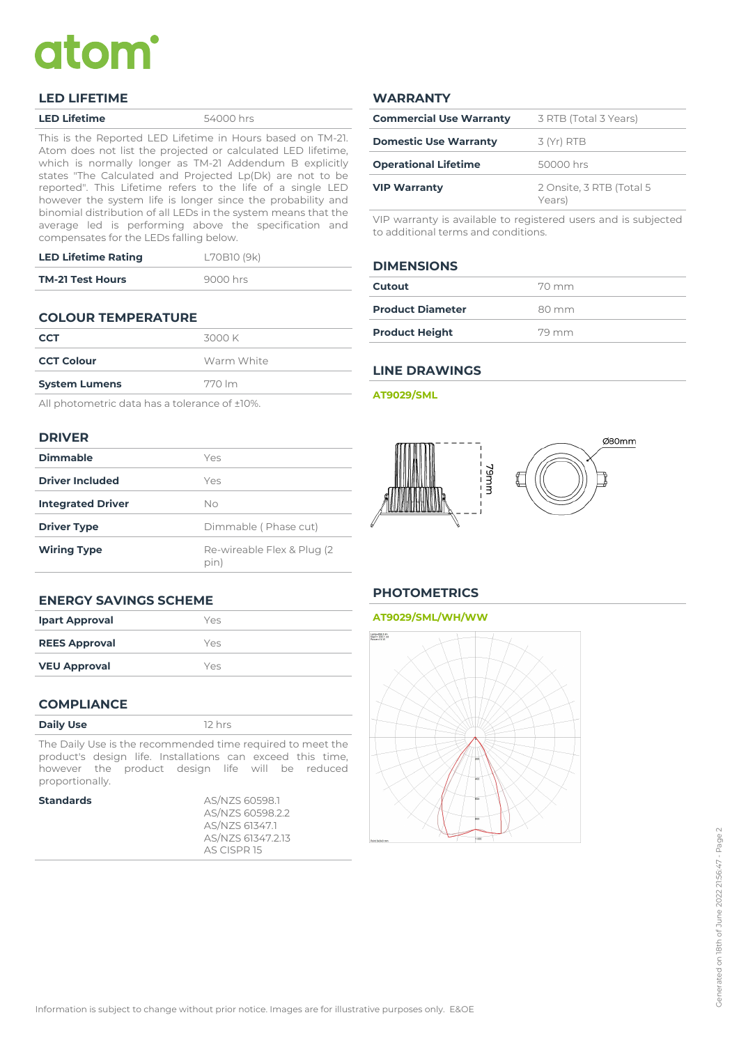# atom

## LED LIFETIME

| | |
|---|---|
| **LED Lifetime** | 54000 hrs |

This is the Reported LED Lifetime in Hours based on TM-21. Atom does not list the projected or calculated LED lifetime, which is normally longer as TM-21 Addendum B explicitly states "The Calculated and Projected Lp(Dk) are not to be reported". This Lifetime refers to the life of a single LED however the system life is longer since the probability and binomial distribution of all LEDs in the system means that the average led is performing above the specification and compensates for the LEDs falling below.

| | |
|---|---|
| **LED Lifetime Rating** | L70B10 (9k) |
| **TM-21 Test Hours** | 9000 hrs |

## COLOUR TEMPERATURE

| | |
|---|---|
| **CCT** | 3000 K |
| **CCT Colour** | Warm White |
| **System Lumens** | 770 lm |

All photometric data has a tolerance of ±10%.

## DRIVER

| | |
|---|---|
| **Dimmable** | Yes |
| **Driver Included** | Yes |
| **Integrated Driver** | No |
| **Driver Type** | Dimmable ( Phase cut) |
| **Wiring Type** | Re-wireable Flex & Plug (2 pin) |

## ENERGY SAVINGS SCHEME

| | |
|---|---|
| **Ipart Approval** | Yes |
| **REES Approval** | Yes |
| **VEU Approval** | Yes |

## COMPLIANCE

| | |
|---|---|
| **Daily Use** | 12 hrs |

The Daily Use is the recommended time required to meet the product's design life. Installations can exceed this time, however the product design life will be reduced proportionally.

| | |
|---|---|
| **Standards** | AS/NZS 60598.1<br>AS/NZS 60598.2.2<br>AS/NZS 61347.1<br>AS/NZS 61347.2.13<br>AS CISPR 15 |

## WARRANTY

| | |
|---|---|
| **Commercial Use Warranty** | 3 RTB (Total 3 Years) |
| **Domestic Use Warranty** | 3 (Yr) RTB |
| **Operational Lifetime** | 50000 hrs |
| **VIP Warranty** | 2 Onsite, 3 RTB (Total 5 Years) |

VIP warranty is available to registered users and is subjected to additional terms and conditions.

## DIMENSIONS

| | |
|---|---|
| **Cutout** | 70 mm |
| **Product Diameter** | 80 mm |
| **Product Height** | 79 mm |

## LINE DRAWINGS

**AT9029/SML**

79mm

Ø80mm

## PHOTOMETRICS

**AT9029/SML/WH/WW**

Information is subject to change without prior notice. Images are for illustrative purposes only. E&OE